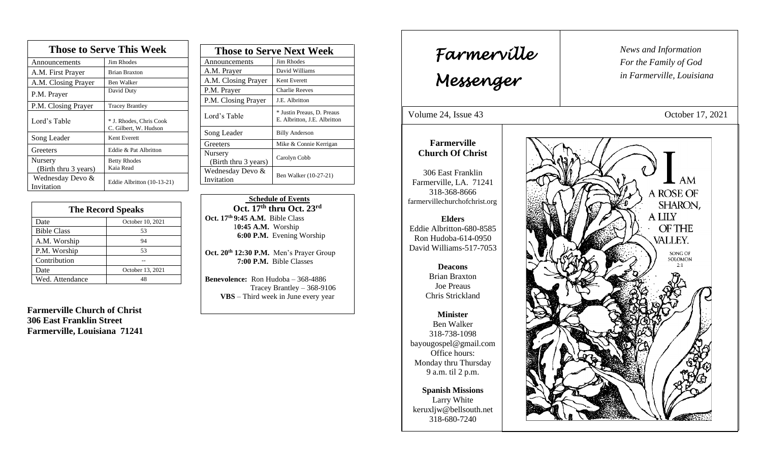| Those to Serve This Week | |
|---|---|
| Announcements | Jim Rhodes |
| A.M. First Prayer | Brian Braxton |
| A.M. Closing Prayer | Ben Walker |
| P.M. Prayer | David Duty |
| P.M. Closing Prayer | Tracey Brantley |
| Lord's Table | * J. Rhodes, Chris Cook C. Gilbert, W. Hudson |
| Song Leader | Kent Everett |
| Greeters | Eddie & Pat Albritton |
| Nursery (Birth thru 3 years) | Betty Rhodes Kaia Read |
| Wednesday Devo & Invitation | Eddie Albritton (10-13-21) |

| The Record Speaks | |
|---|---|
| Date | October 10, 2021 |
| Bible Class | 53 |
| A.M. Worship | 94 |
| P.M. Worship | 53 |
| Contribution | -- |
| Date | October 13, 2021 |
| Wed. Attendance | 48 |

**Farmerville Church of Christ**
**306 East Franklin Street**
**Farmerville, Louisiana 71241**

| Those to Serve Next Week | |
|---|---|
| Announcements | Jim Rhodes |
| A.M. Prayer | David Williams |
| A.M. Closing Prayer | Kent Everett |
| P.M. Prayer | Charlie Reeves |
| P.M. Closing Prayer | J.E. Albritton |
| Lord's Table | * Justin Preaus, D. Preaus E. Albritton, J.E. Albritton |
| Song Leader | Billy Anderson |
| Greeters | Mike & Connie Kerrigan |
| Nursery (Birth thru 3 years) | Carolyn Cobb |
| Wednesday Devo & Invitation | Ben Walker (10-27-21) |

**Schedule of Events**
**Oct. 17th thru Oct. 23rd**

**Oct. 17th 9:45 A.M.** Bible Class
**10:45 A.M.** Worship
**6:00 P.M.** Evening Worship

**Oct. 20th 12:30 P.M.** Men's Prayer Group
**7:00 P.M.** Bible Classes

**Benevolence:** Ron Hudoba – 368-4886
Tracey Brantley – 368-9106
**VBS** – Third week in June every year

# Farmerville Messenger

*News and Information*
*For the Family of God*
*in Farmerville, Louisiana*

Volume 24, Issue 43 — October 17, 2021

**Farmerville Church Of Christ**

306 East Franklin
Farmerville, LA. 71241
318-368-8666
farmervillechurchofchrist.org

**Elders**
Eddie Albritton-680-8585
Ron Hudoba-614-0950
David Williams-517-7053

**Deacons**
Brian Braxton
Joe Preaus
Chris Strickland

**Minister**
Ben Walker
318-738-1098
bayougospel@gmail.com
Office hours:
Monday thru Thursday
9 a.m. til 2 p.m.

**Spanish Missions**
Larry White
keruxljw@bellsouth.net
318-680-7240

I AM A ROSE OF SHARON, A LILY OF THE VALLEY.
SONG OF SOLOMON 2:1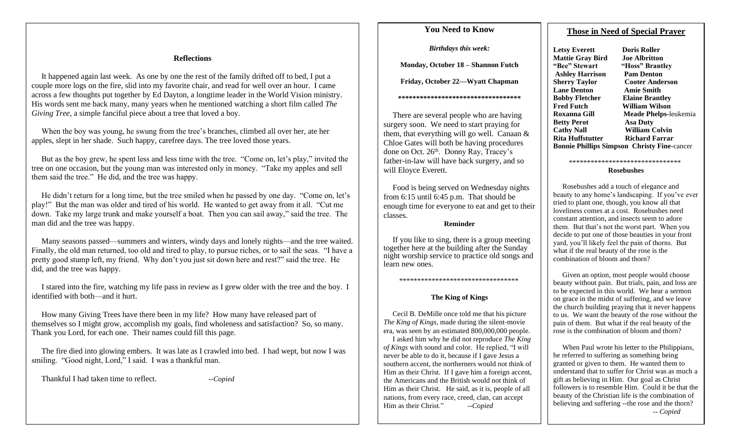### Reflections

It happened again last week. As one by one the rest of the family drifted off to bed, I put a couple more logs on the fire, slid into my favorite chair, and read for well over an hour. I came across a few thoughts put together by Ed Dayton, a longtime leader in the World Vision ministry. His words sent me back many, many years when he mentioned watching a short film called *The Giving Tree*, a simple fanciful piece about a tree that loved a boy.

When the boy was young, he swung from the tree's branches, climbed all over her, ate her apples, slept in her shade. Such happy, carefree days. The tree loved those years.

But as the boy grew, he spent less and less time with the tree. "Come on, let's play," invited the tree on one occasion, but the young man was interested only in money. "Take my apples and sell them said the tree." He did, and the tree was happy.

He didn't return for a long time, but the tree smiled when he passed by one day. "Come on, let's play!" But the man was older and tired of his world. He wanted to get away from it all. "Cut me down. Take my large trunk and make yourself a boat. Then you can sail away," said the tree. The man did and the tree was happy.

Many seasons passed—summers and winters, windy days and lonely nights—and the tree waited. Finally, the old man returned, too old and tired to play, to pursue riches, or to sail the seas. "I have a pretty good stump left, my friend. Why don't you just sit down here and rest?" said the tree. He did, and the tree was happy.

I stared into the fire, watching my life pass in review as I grew older with the tree and the boy. I identified with both—and it hurt.

How many Giving Trees have there been in my life? How many have released part of themselves so I might grow, accomplish my goals, find wholeness and satisfaction? So, so many. Thank you Lord, for each one. Their names could fill this page.

The fire died into glowing embers. It was late as I crawled into bed. I had wept, but now I was smiling. "Good night, Lord," I said. I was a thankful man.

Thankful I had taken time to reflect. *--Copied*

### You Need to Know

***Birthdays this week:***

**Monday, October 18 – Shannon Futch**

**Friday, October 22—Wyatt Chapman**

**************************************

There are several people who are having surgery soon. We need to start praying for them, that everything will go well. Canaan & Chloe Gates will both be having procedures done on Oct. 26th. Donny Ray, Tracey's father-in-law will have back surgery, and so will Eloyce Everett.

Food is being served on Wednesday nights from 6:15 until 6:45 p.m. That should be enough time for everyone to eat and get to their classes.

**Reminder**

If you like to sing, there is a group meeting together here at the building after the Sunday night worship service to practice old songs and learn new ones.

************************************

**The King of Kings**

Cecil B. DeMille once told me that his picture *The King of Kings*, made during the silent-movie era, was seen by an estimated 800,000,000 people.

I asked him why he did not reproduce *The King of Kings* with sound and color. He replied, "I will never be able to do it, because if I gave Jesus a southern accent, the northerners would not think of Him as their Christ. If I gave him a foreign accent, the Americans and the British would not think of Him as their Christ. He said, as it is, people of all nations, from every race, creed, clan, can accept Him as their Christ." *--Copied*

### Those in Need of Special Prayer

| | |
|---|---|
| **Letsy Everett** | **Doris Roller** |
| **Mattie Gray Bird** | **Joe Albritton** |
| **"Bee" Stewart** | **"Hoss" Brantley** |
| **Ashley Harrison** | **Pam Denton** |
| **Sherry Taylor** | **Cooter Anderson** |
| **Lane Denton** | **Amie Smith** |
| **Bobby Fletcher** | **Elaine Brantley** |
| **Fred Futch** | **William Wilson** |
| **Roxanna Gill** | **Meade Phelps**-leukemia |
| **Betty Perot** | **Asa Duty** |
| **Cathy Nall** | **William Colvin** |
| **Rita Huffstutter** | **Richard Farrar** |
| **Bonnie Phillips Simpson** | **Christy Fine**-cancer |

*********************************

**Rosebushes**

Rosebushes add a touch of elegance and beauty to any home's landscaping. If you've ever tried to plant one, though, you know all that loveliness comes at a cost. Rosebushes need constant attention, and insects seem to adore them. But that's not the worst part. When you decide to put one of those beauties in your front yard, you'll likely feel the pain of thorns. But what if the real beauty of the rose is the combination of bloom and thorn?

Given an option, most people would choose beauty without pain. But trials, pain, and loss are to be expected in this world. We hear a sermon on grace in the midst of suffering, and we leave the church building praying that it never happens to us. We want the beauty of the rose without the pain of them. But what if the real beauty of the rose is the combination of bloom and thorn?

When Paul wrote his letter to the Philippians, he referred to suffering as something being granted or given to them. He wanted them to understand that to suffer for Christ was as much a gift as believing in Him. Our goal as Christ followers is to resemble Him. Could it be that the beauty of the Christian life is the combination of believing and suffering --the rose and the thorn?

*-- Copied*